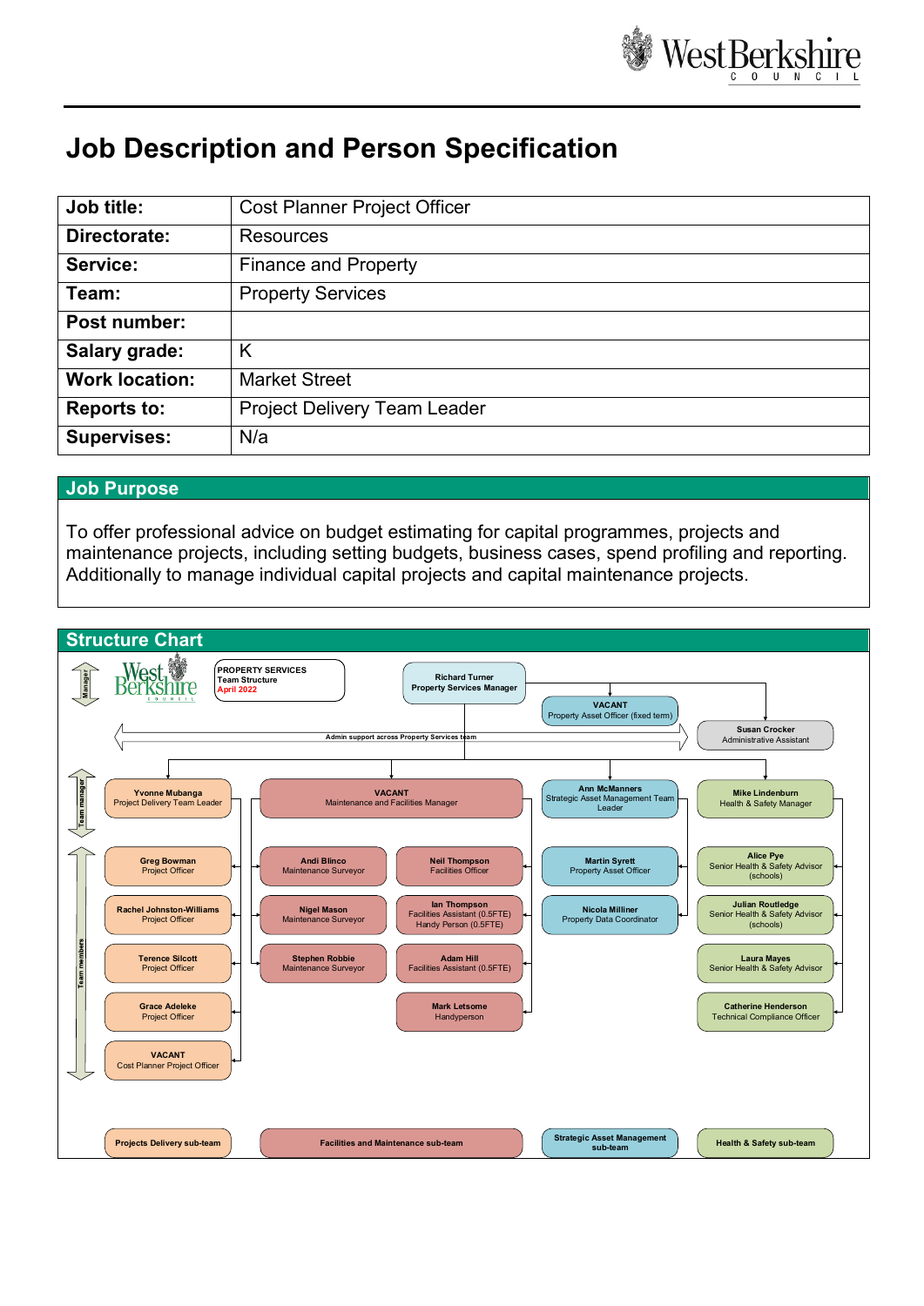# Job Description and Person Specification

| | |
|---|---|
| **Job title:** | Cost Planner Project Officer |
| **Directorate:** | Resources |
| **Service:** | Finance and Property |
| **Team:** | Property Services |
| **Post number:** | |
| **Salary grade:** | K |
| **Work location:** | Market Street |
| **Reports to:** | Project Delivery Team Leader |
| **Supervises:** | N/a |

## Job Purpose

To offer professional advice on budget estimating for capital programmes, projects and maintenance projects, including setting budgets, business cases, spend profiling and reporting. Additionally to manage individual capital projects and capital maintenance projects.

## Structure Chart

**PROPERTY SERVICES**
Team Structure
April 2022

**Manager:** Richard Turner – Property Services Manager

- VACANT – Property Asset Officer (fixed term)
- Susan Crocker – Administrative Assistant

Admin support across Property Services team

**Projects Delivery sub-team**

- Team manager: Yvonne Mubanga – Project Delivery Team Leader
- Team members:
  - Greg Bowman – Project Officer
  - Rachel Johnston-Williams – Project Officer
  - Terence Silcott – Project Officer
  - Grace Adeleke – Project Officer
  - VACANT – Cost Planner Project Officer

**Facilities and Maintenance sub-team**

- Team manager: VACANT – Maintenance and Facilities Manager
- Team members:
  - Andi Blinco – Maintenance Surveyor
  - Nigel Mason – Maintenance Surveyor
  - Stephen Robbie – Maintenance Surveyor
  - Neil Thompson – Facilities Officer
  - Ian Thompson – Facilities Assistant (0.5FTE), Handy Person (0.5FTE)
  - Adam Hill – Facilities Assistant (0.5FTE)
  - Mark Letsome – Handyperson

**Strategic Asset Management sub-team**

- Team manager: Ann McManners – Strategic Asset Management Team Leader
- Team members:
  - Martin Syrett – Property Asset Officer
  - Nicola Milliner – Property Data Coordinator

**Health & Safety sub-team**

- Team manager: Mike Lindenburn – Health & Safety Manager
- Team members:
  - Alice Pye – Senior Health & Safety Advisor (schools)
  - Julian Routledge – Senior Health & Safety Advisor (schools)
  - Laura Mayes – Senior Health & Safety Advisor
  - Catherine Henderson – Technical Compliance Officer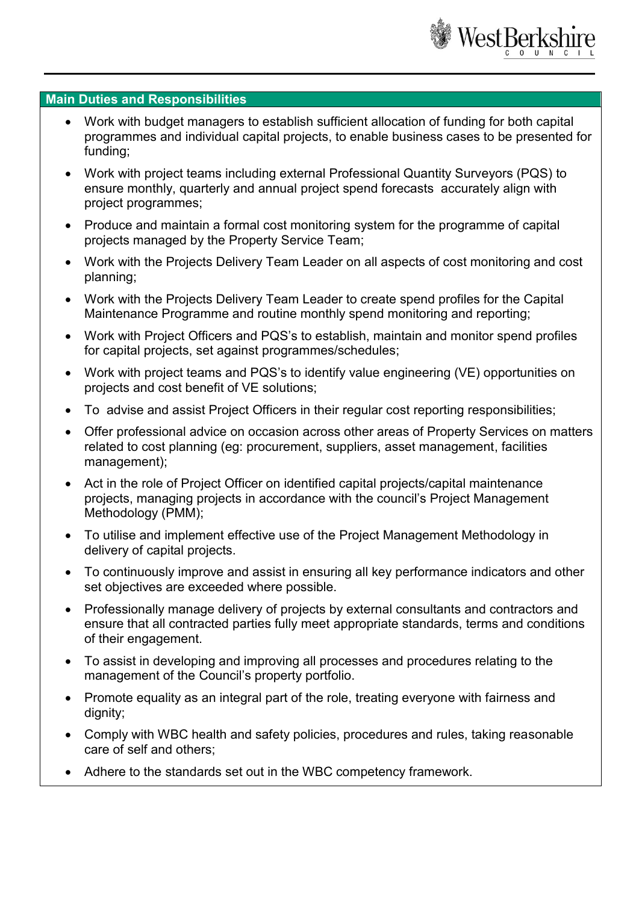## Main Duties and Responsibilities

- Work with budget managers to establish sufficient allocation of funding for both capital programmes and individual capital projects, to enable business cases to be presented for funding;
- Work with project teams including external Professional Quantity Surveyors (PQS) to ensure monthly, quarterly and annual project spend forecasts accurately align with project programmes;
- Produce and maintain a formal cost monitoring system for the programme of capital projects managed by the Property Service Team;
- Work with the Projects Delivery Team Leader on all aspects of cost monitoring and cost planning;
- Work with the Projects Delivery Team Leader to create spend profiles for the Capital Maintenance Programme and routine monthly spend monitoring and reporting;
- Work with Project Officers and PQS's to establish, maintain and monitor spend profiles for capital projects, set against programmes/schedules;
- Work with project teams and PQS's to identify value engineering (VE) opportunities on projects and cost benefit of VE solutions;
- To advise and assist Project Officers in their regular cost reporting responsibilities;
- Offer professional advice on occasion across other areas of Property Services on matters related to cost planning (eg: procurement, suppliers, asset management, facilities management);
- Act in the role of Project Officer on identified capital projects/capital maintenance projects, managing projects in accordance with the council's Project Management Methodology (PMM);
- To utilise and implement effective use of the Project Management Methodology in delivery of capital projects.
- To continuously improve and assist in ensuring all key performance indicators and other set objectives are exceeded where possible.
- Professionally manage delivery of projects by external consultants and contractors and ensure that all contracted parties fully meet appropriate standards, terms and conditions of their engagement.
- To assist in developing and improving all processes and procedures relating to the management of the Council's property portfolio.
- Promote equality as an integral part of the role, treating everyone with fairness and dignity;
- Comply with WBC health and safety policies, procedures and rules, taking reasonable care of self and others;
- Adhere to the standards set out in the WBC competency framework.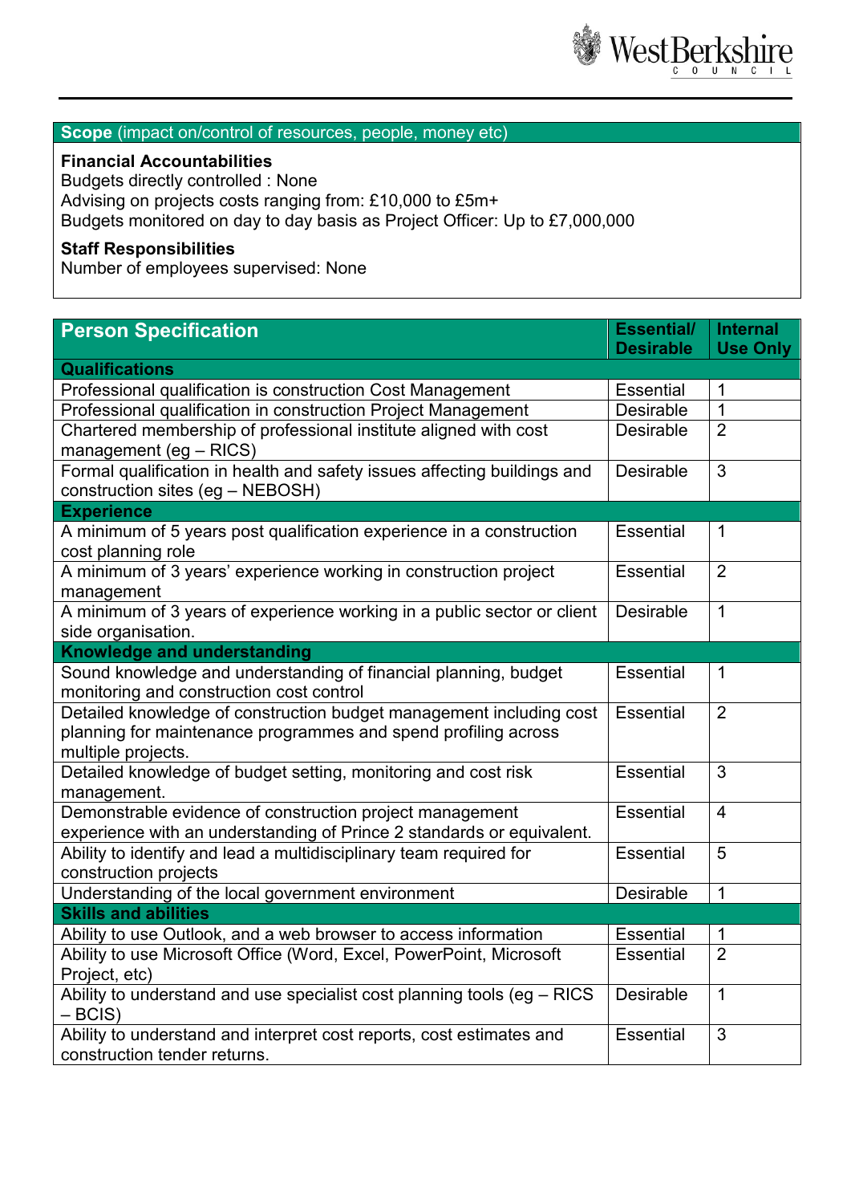| **Scope** (impact on/control of resources, people, money etc) |
|---|
| **Financial Accountabilities**<br>Budgets directly controlled : None<br>Advising on projects costs ranging from: £10,000 to £5m+<br>Budgets monitored on day to day basis as Project Officer: Up to £7,000,000<br><br>**Staff Responsibilities**<br>Number of employees supervised: None |

| **Person Specification** | **Essential/ Desirable** | **Internal Use Only** |
|---|---|---|
| **Qualifications** | | |
| Professional qualification is construction Cost Management | Essential | 1 |
| Professional qualification in construction Project Management | Desirable | 1 |
| Chartered membership of professional institute aligned with cost management (eg – RICS) | Desirable | 2 |
| Formal qualification in health and safety issues affecting buildings and construction sites (eg – NEBOSH) | Desirable | 3 |
| **Experience** | | |
| A minimum of 5 years post qualification experience in a construction cost planning role | Essential | 1 |
| A minimum of 3 years' experience working in construction project management | Essential | 2 |
| A minimum of 3 years of experience working in a public sector or client side organisation. | Desirable | 1 |
| **Knowledge and understanding** | | |
| Sound knowledge and understanding of financial planning, budget monitoring and construction cost control | Essential | 1 |
| Detailed knowledge of construction budget management including cost planning for maintenance programmes and spend profiling across multiple projects. | Essential | 2 |
| Detailed knowledge of budget setting, monitoring and cost risk management. | Essential | 3 |
| Demonstrable evidence of construction project management experience with an understanding of Prince 2 standards or equivalent. | Essential | 4 |
| Ability to identify and lead a multidisciplinary team required for construction projects | Essential | 5 |
| Understanding of the local government environment | Desirable | 1 |
| **Skills and abilities** | | |
| Ability to use Outlook, and a web browser to access information | Essential | 1 |
| Ability to use Microsoft Office (Word, Excel, PowerPoint, Microsoft Project, etc) | Essential | 2 |
| Ability to understand and use specialist cost planning tools (eg – RICS – BCIS) | Desirable | 1 |
| Ability to understand and interpret cost reports, cost estimates and construction tender returns. | Essential | 3 |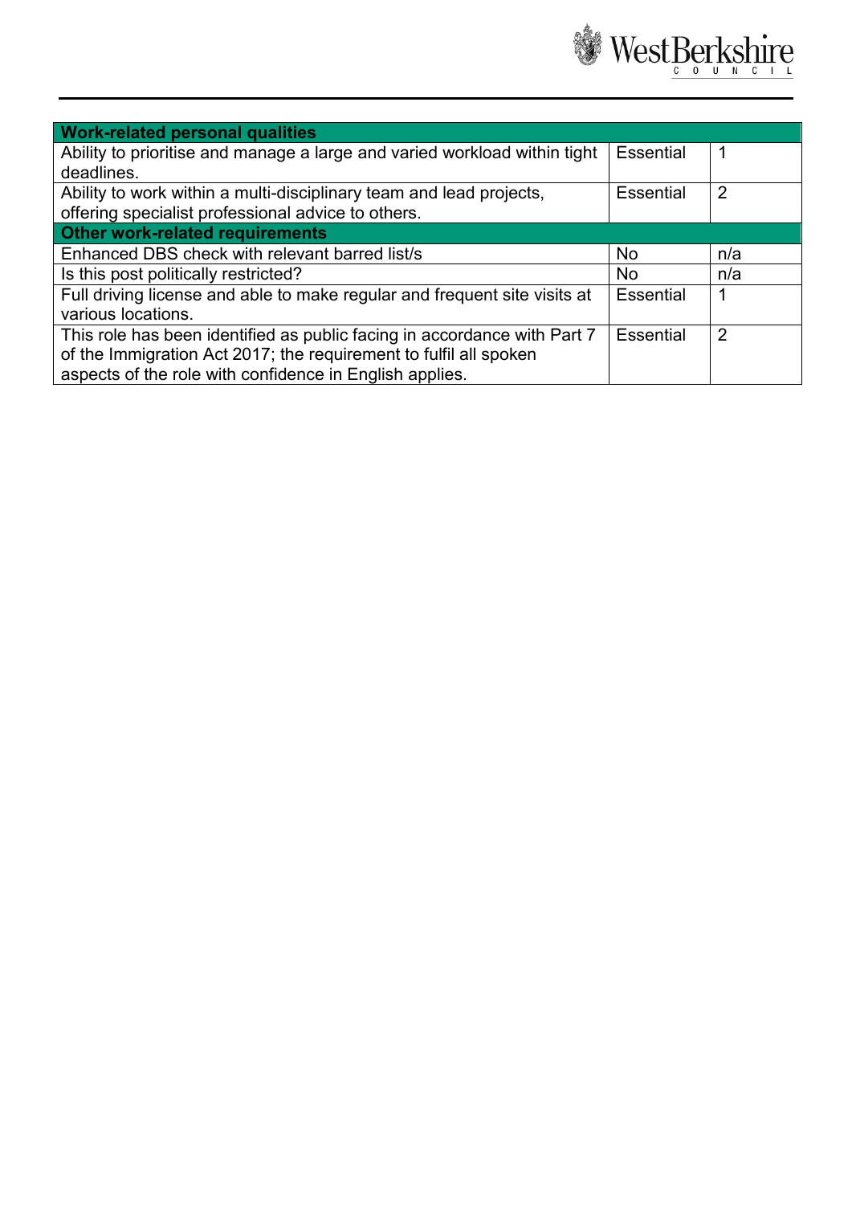| | | |
|---|---|---|
| **Work-related personal qualities** | | |
| Ability to prioritise and manage a large and varied workload within tight deadlines. | Essential | 1 |
| Ability to work within a multi-disciplinary team and lead projects, offering specialist professional advice to others. | Essential | 2 |
| **Other work-related requirements** | | |
| Enhanced DBS check with relevant barred list/s | No | n/a |
| Is this post politically restricted? | No | n/a |
| Full driving license and able to make regular and frequent site visits at various locations. | Essential | 1 |
| This role has been identified as public facing in accordance with Part 7 of the Immigration Act 2017; the requirement to fulfil all spoken aspects of the role with confidence in English applies. | Essential | 2 |